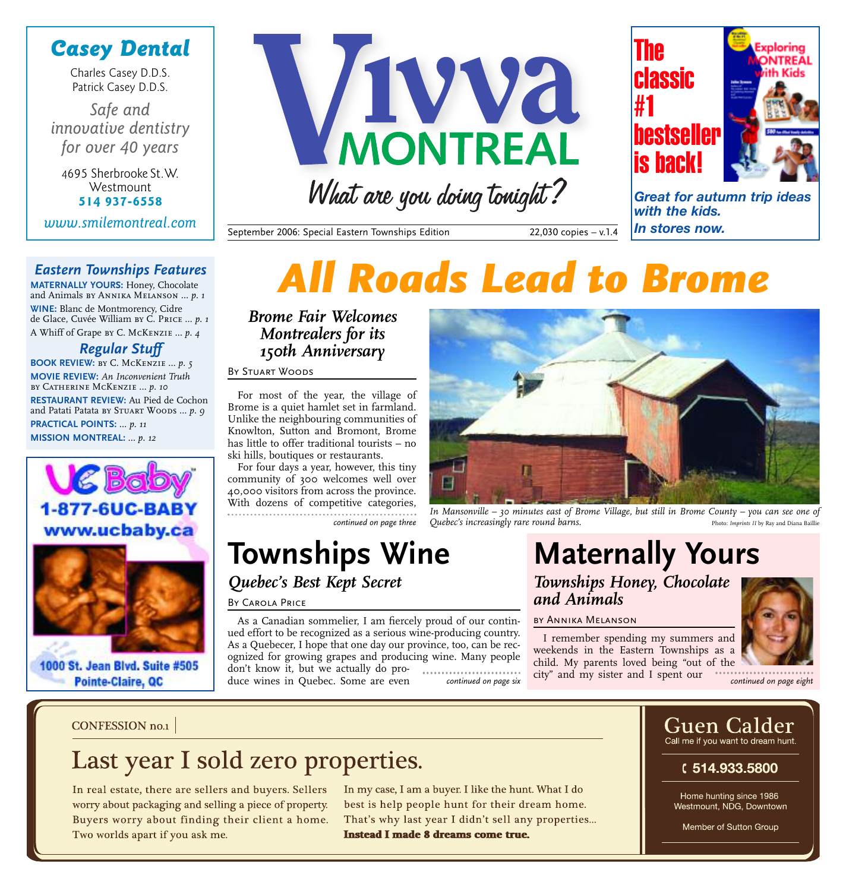# Vivva MONTREAL

*What are you doing tonight?*

September 2006: Special Eastern Townships Edition — 22,030 copies – v.1.4

**Casey Dental**

Charles Casey D.D.S.
Patrick Casey D.D.S.

*Safe and innovative dentistry for over 40 years*

4695 Sherbrooke St. W.
Westmount
**514 937-6558**

*www.smilemontreal.com*

**The classic #1 bestseller is back!**

Exploring MONTREAL with Kids

*Great for autumn trip ideas with the kids. In stores now.*

### Eastern Townships Features

**MATERNALLY YOURS:** Honey, Chocolate and Animals by Annika Melanson ... *p. 1*

**WINE:** Blanc de Montmorency, Cidre de Glace, Cuvée William by C. Price ... *p. 1*

A Whiff of Grape by C. McKenzie ... *p. 4*

### Regular Stuff

**BOOK REVIEW:** by C. McKenzie ... *p. 5*

**MOVIE REVIEW:** *An Inconvenient Truth* by Catherine McKenzie ... *p. 10*

**RESTAURANT REVIEW:** Au Pied de Cochon and Patati Patata by Stuart Woods ... *p. 9*

**PRACTICAL POINTS:** ... *p. 11*

**MISSION MONTREAL:** ... *p. 12*

**UC Baby**
1-877-6UC-BABY
www.ucbaby.ca

1000 St. Jean Blvd. Suite #505
Pointe-Claire, QC

# All Roads Lead to Brome

## *Brome Fair Welcomes Montrealers for its 150th Anniversary*

By Stuart Woods

For most of the year, the village of Brome is a quiet hamlet set in farmland. Unlike the neighbouring communities of Knowlton, Sutton and Bromont, Brome has little to offer traditional tourists – no ski hills, boutiques or restaurants.

For four days a year, however, this tiny community of 300 welcomes well over 40,000 visitors from across the province. With dozens of competitive categories,

*continued on page three*

*In Mansonville – 30 minutes east of Brome Village, but still in Brome County – you can see one of Quebec's increasingly rare round barns.* Photo: *Imprints II* by Ray and Diana Baillie

## Townships Wine

### *Quebec's Best Kept Secret*

By Carola Price

As a Canadian sommelier, I am fiercely proud of our continued effort to be recognized as a serious wine-producing country. As a Quebecer, I hope that one day our province, too, can be recognized for growing grapes and producing wine. Many people don't know it, but we actually do produce wines in Quebec. Some are even

*continued on page six*

## Maternally Yours

### *Townships Honey, Chocolate and Animals*

by Annika Melanson

I remember spending my summers and weekends in the Eastern Townships as a child. My parents loved being "out of the city" and my sister and I spent our

*continued on page eight*

CONFESSION no.1

## Last year I sold zero properties.

In real estate, there are sellers and buyers. Sellers worry about packaging and selling a piece of property. Buyers worry about finding their client a home. Two worlds apart if you ask me.

In my case, I am a buyer. I like the hunt. What I do best is help people hunt for their dream home. That's why last year I didn't sell any properties... **Instead I made 8 dreams come true.**

**Guen Calder**
Call me if you want to dream hunt.

514.933.5800

Home hunting since 1986
Westmount, NDG, Downtown

Member of Sutton Group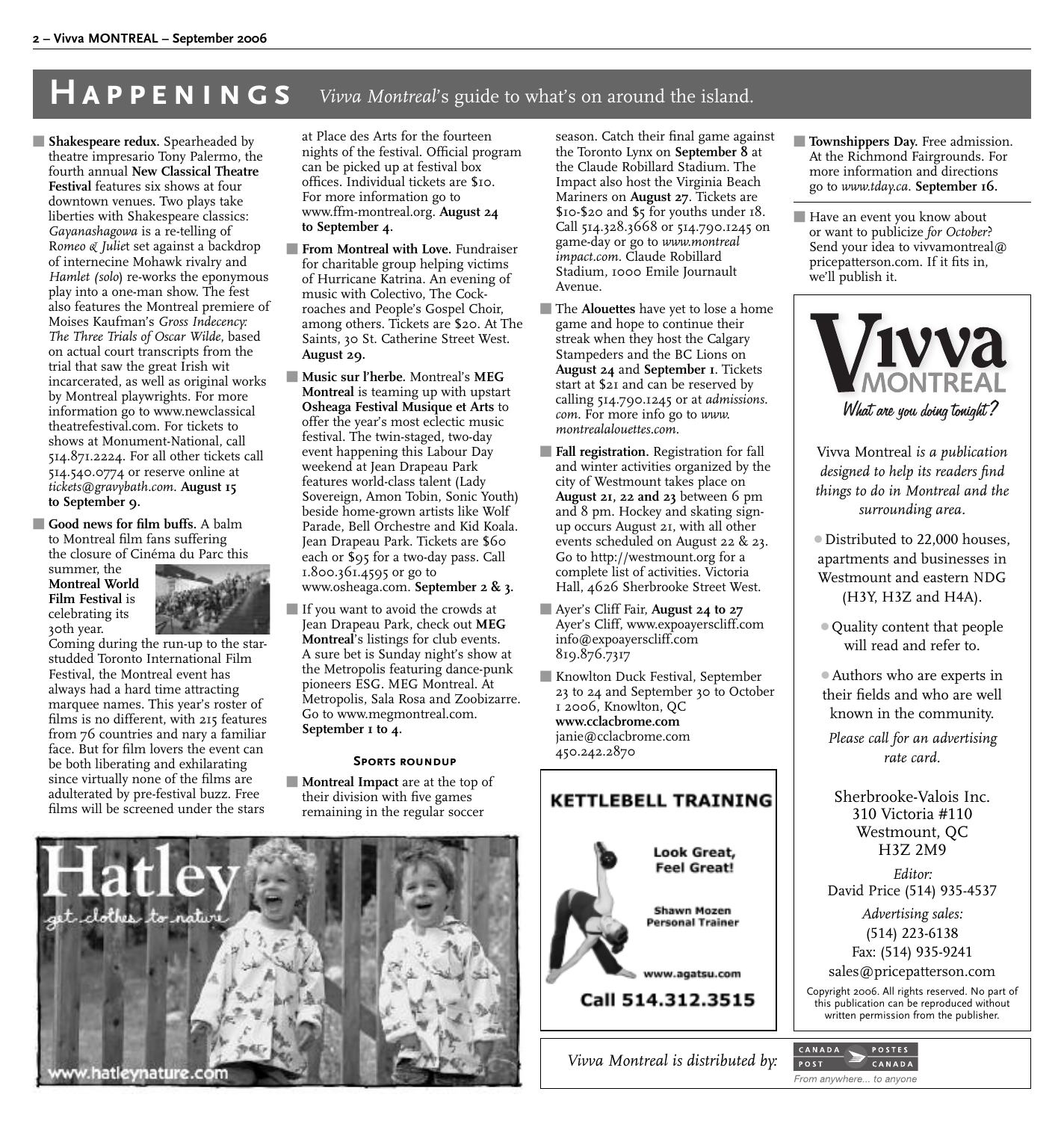# HAPPENINGS *Vivva Montreal*'s guide to what's on around the island.

**Shakespeare redux.** Spearheaded by theatre impresario Tony Palermo, the fourth annual **New Classical Theatre Festival** features six shows at four downtown venues. Two plays take liberties with Shakespeare classics: *Gayanashagowa* is a re-telling of *Romeo & Juliet* set against a backdrop of internecine Mohawk rivalry and *Hamlet (solo)* re-works the eponymous play into a one-man show. The fest also features the Montreal premiere of Moises Kaufman's *Gross Indecency: The Three Trials of Oscar Wilde*, based on actual court transcripts from the trial that saw the great Irish wit incarcerated, as well as original works by Montreal playwrights. For more information go to www.newclassicaltheatrefestival.com. For tickets to shows at Monument-National, call 514.871.2224. For all other tickets call 514.540.0774 or reserve online at *tickets@gravybath.com*. **August 15 to September 9.**

**Good news for film buffs.** A balm to Montreal film fans suffering the closure of Cinéma du Parc this summer, the **Montreal World Film Festival** is celebrating its 30th year. Coming during the run-up to the star-studded Toronto International Film Festival, the Montreal event has always had a hard time attracting marquee names. This year's roster of films is no different, with 215 features from 76 countries and nary a familiar face. But for film lovers the event can be both liberating and exhilarating since virtually none of the films are adulterated by pre-festival buzz. Free films will be screened under the stars at Place des Arts for the fourteen nights of the festival. Official program can be picked up at festival box offices. Individual tickets are $10. For more information go to www.ffm-montreal.org. **August 24 to September 4.**

**From Montreal with Love.** Fundraiser for charitable group helping victims of Hurricane Katrina. An evening of music with Colectivo, The Cockroaches and People's Gospel Choir, among others. Tickets are $20. At The Saints, 30 St. Catherine Street West. **August 29.**

**Music sur l'herbe.** Montreal's **MEG Montreal** is teaming up with upstart **Osheaga Festival Musique et Arts** to offer the year's most eclectic music festival. The twin-staged, two-day event happening this Labour Day weekend at Jean Drapeau Park features world-class talent (Lady Sovereign, Amon Tobin, Sonic Youth) beside home-grown artists like Wolf Parade, Bell Orchestre and Kid Koala. Jean Drapeau Park. Tickets are $60 each or $95 for a two-day pass. Call 1.800.361.4595 or go to www.osheaga.com. **September 2 & 3.**

If you want to avoid the crowds at Jean Drapeau Park, check out **MEG Montreal**'s listings for club events. A sure bet is Sunday night's show at the Metropolis featuring dance-punk pioneers ESG. MEG Montreal. At Metropolis, Sala Rosa and Zoobizarre. Go to www.megmontreal.com. **September 1 to 4.**

### SPORTS ROUNDUP

**Montreal Impact** are at the top of their division with five games remaining in the regular soccer season. Catch their final game against the Toronto Lynx on **September 8** at the Claude Robillard Stadium. The Impact also host the Virginia Beach Mariners on **August 27**. Tickets are $10-$20 and $5 for youths under 18. Call 514.328.3668 or 514.790.1245 on game-day or go to *www.montrealimpact.com*. Claude Robillard Stadium, 1000 Emile Journault Avenue.

The **Alouettes** have yet to lose a home game and hope to continue their streak when they host the Calgary Stampeders and the BC Lions on **August 24** and **September 1**. Tickets start at $21 and can be reserved by calling 514.790.1245 or at *admissions.com*. For more info go to *www.montrealalouettes.com*.

**Fall registration.** Registration for fall and winter activities organized by the city of Westmount takes place on **August 21, 22 and 23** between 6 pm and 8 pm. Hockey and skating sign-up occurs August 21, with all other events scheduled on August 22 & 23. Go to http://westmount.org for a complete list of activities. Victoria Hall, 4626 Sherbrooke Street West.

Ayer's Cliff Fair, **August 24 to 27** Ayer's Cliff, www.expoayerscliff.com info@expoayerscliff.com 819.876.7317

Knowlton Duck Festival, September 23 to 24 and September 30 to October 1 2006, Knowlton, QC **www.cclacbrome.com** janie@cclacbrome.com 450.242.2870

**Townshippers Day.** Free admission. At the Richmond Fairgrounds. For more information and directions go to *www.tday.ca*. **September 16.**

Have an event you know about or want to publicize *for October*? Send your idea to vivvamontreal@pricepatterson.com. If it fits in, we'll publish it.

Hatley get clothes to nature www.hatleynature.com

KETTLEBELL TRAINING

Look Great, Feel Great!

Shawn Mozen Personal Trainer

www.agatsu.com

Call 514.312.3515

Vivva MONTREAL What are you doing tonight?

Vivva Montreal *is a publication designed to help its readers find things to do in Montreal and the surrounding area.*

- Distributed to 22,000 houses, apartments and businesses in Westmount and eastern NDG (H3Y, H3Z and H4A).
- Quality content that people will read and refer to.
- Authors who are experts in their fields and who are well known in the community.

*Please call for an advertising rate card.*

Sherbrooke-Valois Inc.
310 Victoria #110
Westmount, QC
H3Z 2M9

*Editor:*
David Price (514) 935-4537

*Advertising sales:*
(514) 223-6138
Fax: (514) 935-9241
sales@pricepatterson.com

Copyright 2006. All rights reserved. No part of this publication can be reproduced without written permission from the publisher.

*Vivva Montreal is distributed by:* Canada Post / Postes Canada — From anywhere... to anyone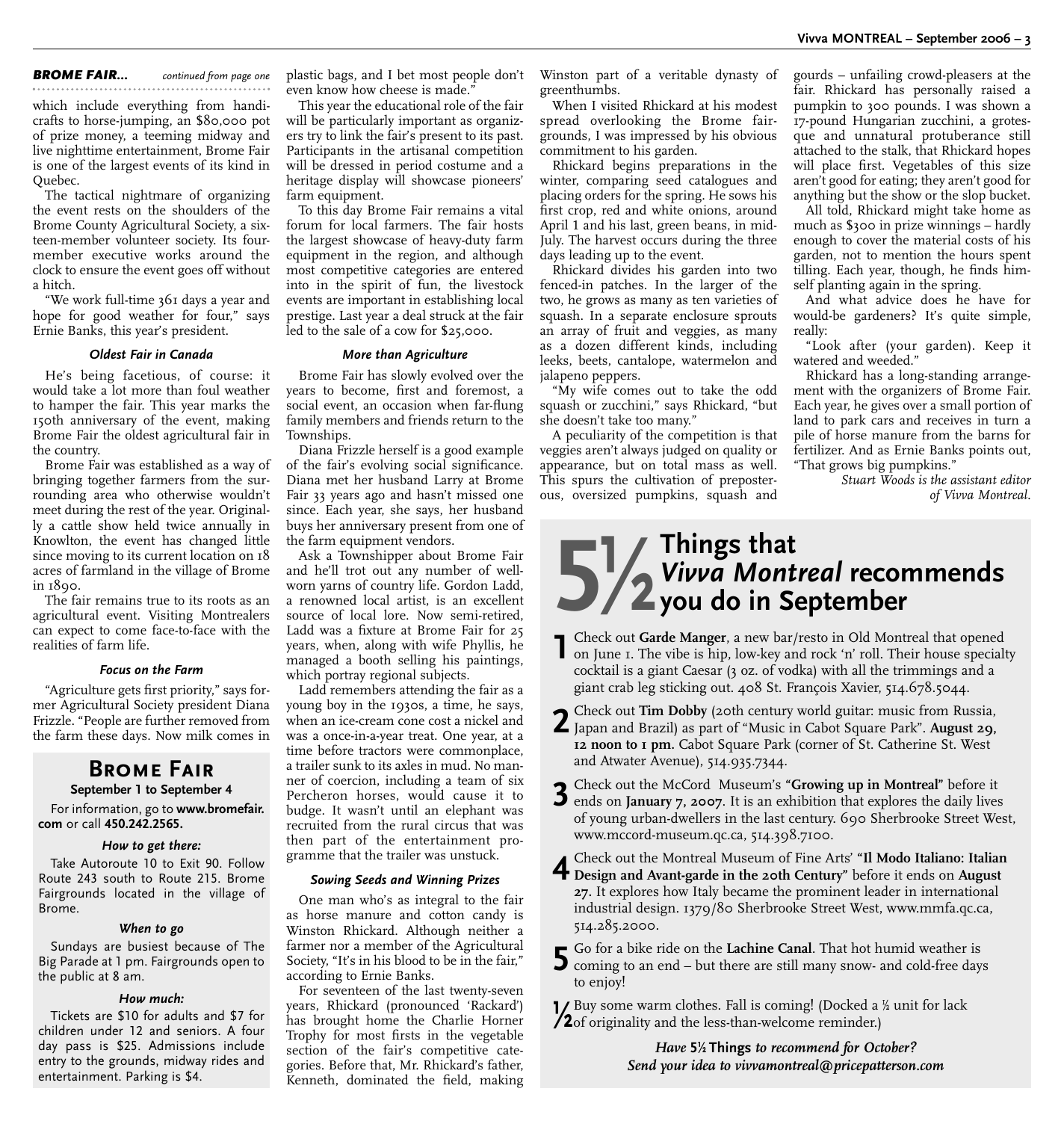***BROME FAIR...*** *continued from page one*

which include everything from handicrafts to horse-jumping, an $80,000 pot of prize money, a teeming midway and live nighttime entertainment, Brome Fair is one of the largest events of its kind in Quebec.

The tactical nightmare of organizing the event rests on the shoulders of the Brome County Agricultural Society, a sixteen-member volunteer society. Its four-member executive works around the clock to ensure the event goes off without a hitch.

"We work full-time 361 days a year and hope for good weather for four," says Ernie Banks, this year's president.

### *Oldest Fair in Canada*

He's being facetious, of course: it would take a lot more than foul weather to hamper the fair. This year marks the 150th anniversary of the event, making Brome Fair the oldest agricultural fair in the country.

Brome Fair was established as a way of bringing together farmers from the surrounding area who otherwise wouldn't meet during the rest of the year. Originally a cattle show held twice annually in Knowlton, the event has changed little since moving to its current location on 18 acres of farmland in the village of Brome in 1890.

The fair remains true to its roots as an agricultural event. Visiting Montrealers can expect to come face-to-face with the realities of farm life.

### *Focus on the Farm*

"Agriculture gets first priority," says former Agricultural Society president Diana Frizzle. "People are further removed from the farm these days. Now milk comes in plastic bags, and I bet most people don't even know how cheese is made."

This year the educational role of the fair will be particularly important as organizers try to link the fair's present to its past. Participants in the artisanal competition will be dressed in period costume and a heritage display will showcase pioneers' farm equipment.

To this day Brome Fair remains a vital forum for local farmers. The fair hosts the largest showcase of heavy-duty farm equipment in the region, and although most competitive categories are entered into in the spirit of fun, the livestock events are important in establishing local prestige. Last year a deal struck at the fair led to the sale of a cow for $25,000.

### *More than Agriculture*

Brome Fair has slowly evolved over the years to become, first and foremost, a social event, an occasion when far-flung family members and friends return to the Townships.

Diana Frizzle herself is a good example of the fair's evolving social significance. Diana met her husband Larry at Brome Fair 33 years ago and hasn't missed one since. Each year, she says, her husband buys her anniversary present from one of the farm equipment vendors.

Ask a Townshipper about Brome Fair and he'll trot out any number of well-worn yarns of country life. Gordon Ladd, a renowned local artist, is an excellent source of local lore. Now semi-retired, Ladd was a fixture at Brome Fair for 25 years, when, along with wife Phyllis, he managed a booth selling his paintings, which portray regional subjects.

Ladd remembers attending the fair as a young boy in the 1930s, a time, he says, when an ice-cream cone cost a nickel and was a once-in-a-year treat. One year, at a time before tractors were commonplace, a trailer sunk to its axles in mud. No manner of coercion, including a team of six Percheron horses, would cause it to budge. It wasn't until an elephant was recruited from the rural circus that was then part of the entertainment programme that the trailer was unstuck.

### *Sowing Seeds and Winning Prizes*

One man who's as integral to the fair as horse manure and cotton candy is Winston Rhickard. Although neither a farmer nor a member of the Agricultural Society, "It's in his blood to be in the fair," according to Ernie Banks.

For seventeen of the last twenty-seven years, Rhickard (pronounced 'Rackard') has brought home the Charlie Horner Trophy for most firsts in the vegetable section of the fair's competitive categories. Before that, Mr. Rhickard's father, Kenneth, dominated the field, making Winston part of a veritable dynasty of greenthumbs.

When I visited Rhickard at his modest spread overlooking the Brome fairgrounds, I was impressed by his obvious commitment to his garden.

Rhickard begins preparations in the winter, comparing seed catalogues and placing orders for the spring. He sows his first crop, red and white onions, around April 1 and his last, green beans, in mid-July. The harvest occurs during the three days leading up to the event.

Rhickard divides his garden into two fenced-in patches. In the larger of the two, he grows as many as ten varieties of squash. In a separate enclosure sprouts an array of fruit and veggies, as many as a dozen different kinds, including leeks, beets, cantalope, watermelon and jalapeno peppers.

"My wife comes out to take the odd squash or zucchini," says Rhickard, "but she doesn't take too many."

A peculiarity of the competition is that veggies aren't always judged on quality or appearance, but on total mass as well. This spurs the cultivation of preposterous, oversized pumpkins, squash and gourds – unfailing crowd-pleasers at the fair. Rhickard has personally raised a pumpkin to 300 pounds. I was shown a 17-pound Hungarian zucchini, a grotesque and unnatural protuberance still attached to the stalk, that Rhickard hopes will place first. Vegetables of this size aren't good for eating; they aren't good for anything but the show or the slop bucket.

All told, Rhickard might take home as much as $300 in prize winnings – hardly enough to cover the material costs of his garden, not to mention the hours spent tilling. Each year, though, he finds himself planting again in the spring.

And what advice does he have for would-be gardeners? It's quite simple, really:

"Look after (your garden). Keep it watered and weeded."

Rhickard has a long-standing arrangement with the organizers of Brome Fair. Each year, he gives over a small portion of land to park cars and receives in turn a pile of horse manure from the barns for fertilizer. And as Ernie Banks points out, "That grows big pumpkins."

*Stuart Woods is the assistant editor of Vivva Montreal.*

## Brome Fair

**September 1 to September 4**

For information, go to **www.bromefair.com** or call **450.242.2565.**

### *How to get there:*

Take Autoroute 10 to Exit 90. Follow Route 243 south to Route 215. Brome Fairgrounds located in the village of Brome.

### *When to go*

Sundays are busiest because of The Big Parade at 1 pm. Fairgrounds open to the public at 8 am.

### *How much:*

Tickets are $10 for adults and $7 for children under 12 and seniors. A four day pass is $25. Admissions include entry to the grounds, midway rides and entertainment. Parking is $4.

## 5½ Things that *Vivva Montreal* recommends you do in September

**1** Check out **Garde Manger**, a new bar/resto in Old Montreal that opened on June 1. The vibe is hip, low-key and rock 'n' roll. Their house specialty cocktail is a giant Caesar (3 oz. of vodka) with all the trimmings and a giant crab leg sticking out. 408 St. François Xavier, 514.678.5044.

**2** Check out **Tim Dobby** (20th century world guitar: music from Russia, Japan and Brazil) as part of "Music in Cabot Square Park". **August 29, 12 noon to 1 pm.** Cabot Square Park (corner of St. Catherine St. West and Atwater Avenue), 514.935.7344.

**3** Check out the McCord Museum's **"Growing up in Montreal"** before it ends on **January 7, 2007**. It is an exhibition that explores the daily lives of young urban-dwellers in the last century. 690 Sherbrooke Street West, www.mccord-museum.qc.ca, 514.398.7100.

**4** Check out the Montreal Museum of Fine Arts' **"Il Modo Italiano: Italian Design and Avant-garde in the 20th Century"** before it ends on **August 27.** It explores how Italy became the prominent leader in international industrial design. 1379/80 Sherbrooke Street West, www.mmfa.qc.ca, 514.285.2000.

**5** Go for a bike ride on the **Lachine Canal**. That hot humid weather is coming to an end – but there are still many snow- and cold-free days to enjoy!

**½** Buy some warm clothes. Fall is coming! (Docked a ½ unit for lack of originality and the less-than-welcome reminder.)

***Have* 5½ Things *to recommend for October? Send your idea to vivvamontreal@pricepatterson.com***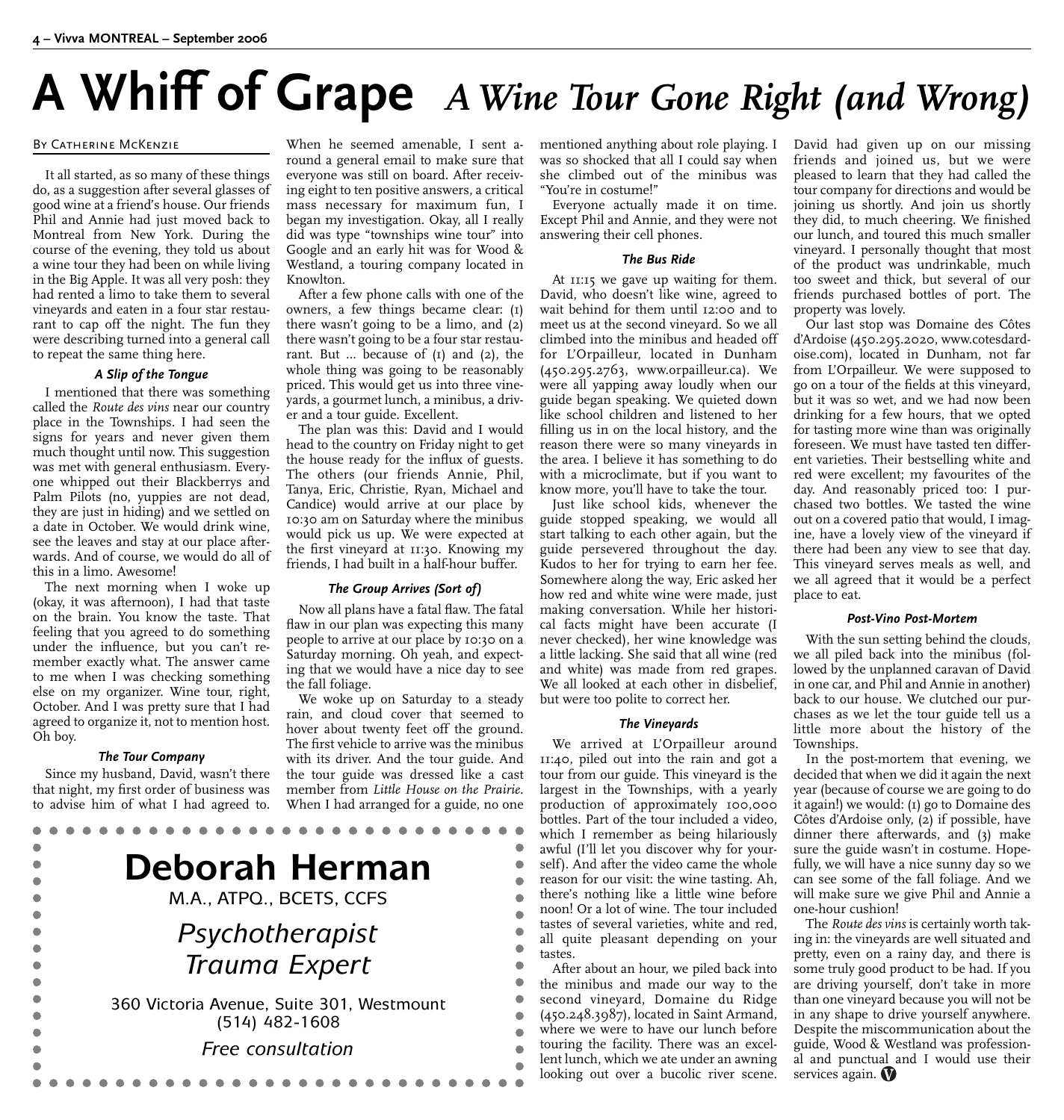# A Whiff of Grape *A Wine Tour Gone Right (and Wrong)*

By Catherine McKenzie

It all started, as so many of these things do, as a suggestion after several glasses of good wine at a friend's house. Our friends Phil and Annie had just moved back to Montreal from New York. During the course of the evening, they told us about a wine tour they had been on while living in the Big Apple. It was all very posh: they had rented a limo to take them to several vineyards and eaten in a four star restaurant to cap off the night. The fun they were describing turned into a general call to repeat the same thing here.

### *A Slip of the Tongue*

I mentioned that there was something called the *Route des vins* near our country place in the Townships. I had seen the signs for years and never given them much thought until now. This suggestion was met with general enthusiasm. Everyone whipped out their Blackberrys and Palm Pilots (no, yuppies are not dead, they are just in hiding) and we settled on a date in October. We would drink wine, see the leaves and stay at our place afterwards. And of course, we would do all of this in a limo. Awesome!

The next morning when I woke up (okay, it was afternoon), I had that taste on the brain. You know the taste. That feeling that you agreed to do something under the influence, but you can't remember exactly what. The answer came to me when I was checking something else on my organizer. Wine tour, right, October. And I was pretty sure that I had agreed to organize it, not to mention host. Oh boy.

### *The Tour Company*

Since my husband, David, wasn't there that night, my first order of business was to advise him of what I had agreed to. When he seemed amenable, I sent around a general email to make sure that everyone was still on board. After receiving eight to ten positive answers, a critical mass necessary for maximum fun, I began my investigation. Okay, all I really did was type "townships wine tour" into Google and an early hit was for Wood & Westland, a touring company located in Knowlton.

After a few phone calls with one of the owners, a few things became clear: (1) there wasn't going to be a limo, and (2) there wasn't going to be a four star restaurant. But ... because of (1) and (2), the whole thing was going to be reasonably priced. This would get us into three vineyards, a gourmet lunch, a minibus, a driver and a tour guide. Excellent.

The plan was this: David and I would head to the country on Friday night to get the house ready for the influx of guests. The others (our friends Annie, Phil, Tanya, Eric, Christie, Ryan, Michael and Candice) would arrive at our place by 10:30 am on Saturday where the minibus would pick us up. We were expected at the first vineyard at 11:30. Knowing my friends, I had built in a half-hour buffer.

### *The Group Arrives (Sort of)*

Now all plans have a fatal flaw. The fatal flaw in our plan was expecting this many people to arrive at our place by 10:30 on a Saturday morning. Oh yeah, and expecting that we would have a nice day to see the fall foliage.

We woke up on Saturday to a steady rain, and cloud cover that seemed to hover about twenty feet off the ground. The first vehicle to arrive was the minibus with its driver. And the tour guide. And the tour guide was dressed like a cast member from *Little House on the Prairie.* When I had arranged for a guide, no one mentioned anything about role playing. I was so shocked that all I could say when she climbed out of the minibus was "You're in costume!"

Everyone actually made it on time. Except Phil and Annie, and they were not answering their cell phones.

### *The Bus Ride*

At 11:15 we gave up waiting for them. David, who doesn't like wine, agreed to wait behind for them until 12:00 and to meet us at the second vineyard. So we all climbed into the minibus and headed off for L'Orpailleur, located in Dunham (450.295.2763, www.orpailleur.ca). We were all yapping away loudly when our guide began speaking. We quieted down like school children and listened to her filling us in on the local history, and the reason there were so many vineyards in the area. I believe it has something to do with a microclimate, but if you want to know more, you'll have to take the tour.

Just like school kids, whenever the guide stopped speaking, we would all start talking to each other again, but the guide persevered throughout the day. Kudos to her for trying to earn her fee. Somewhere along the way, Eric asked her how red and white wine were made, just making conversation. While her historical facts might have been accurate (I never checked), her wine knowledge was a little lacking. She said that all wine (red and white) was made from red grapes. We all looked at each other in disbelief, but were too polite to correct her.

### *The Vineyards*

We arrived at L'Orpailleur around 11:40, piled out into the rain and got a tour from our guide. This vineyard is the largest in the Townships, with a yearly production of approximately 100,000 bottles. Part of the tour included a video, which I remember as being hilariously awful (I'll let you discover why for yourself). And after the video came the whole reason for our visit: the wine tasting. Ah, there's nothing like a little wine before noon! Or a lot of wine. The tour included tastes of several varieties, white and red, all quite pleasant depending on your tastes.

After about an hour, we piled back into the minibus and made our way to the second vineyard, Domaine du Ridge (450.248.3987), located in Saint Armand, where we were to have our lunch before touring the facility. There was an excellent lunch, which we ate under an awning looking out over a bucolic river scene. David had given up on our missing friends and joined us, but we were pleased to learn that they had called the tour company for directions and would be joining us shortly. And join us shortly they did, to much cheering. We finished our lunch, and toured this much smaller vineyard. I personally thought that most of the product was undrinkable, much too sweet and thick, but several of our friends purchased bottles of port. The property was lovely.

Our last stop was Domaine des Côtes d'Ardoise (450.295.2020, www.cotesdardoise.com), located in Dunham, not far from L'Orpailleur. We were supposed to go on a tour of the fields at this vineyard, but it was so wet, and we had now been drinking for a few hours, that we opted for tasting more wine than was originally foreseen. We must have tasted ten different varieties. Their bestselling white and red were excellent; my favourites of the day. And reasonably priced too: I purchased two bottles. We tasted the wine out on a covered patio that would, I imagine, have a lovely view of the vineyard if there had been any view to see that day. This vineyard serves meals as well, and we all agreed that it would be a perfect place to eat.

### *Post-Vino Post-Mortem*

With the sun setting behind the clouds, we all piled back into the minibus (followed by the unplanned caravan of David in one car, and Phil and Annie in another) back to our house. We clutched our purchases as we let the tour guide tell us a little more about the history of the Townships.

In the post-mortem that evening, we decided that when we did it again the next year (because of course we are going to do it again!) we would: (1) go to Domaine des Côtes d'Ardoise only, (2) if possible, have dinner there afterwards, and (3) make sure the guide wasn't in costume. Hopefully, we will have a nice sunny day so we can see some of the fall foliage. And we will make sure we give Phil and Annie a one-hour cushion!

The *Route des vins* is certainly worth taking in: the vineyards are well situated and pretty, even on a rainy day, and there is some truly good product to be had. If you are driving yourself, don't take in more than one vineyard because you will not be in any shape to drive yourself anywhere. Despite the miscommunication about the guide, Wood & Westland was professional and punctual and I would use their services again.

---

**Deborah Herman**

M.A., ATPQ., BCETS, CCFS

*Psychotherapist*
*Trauma Expert*

360 Victoria Avenue, Suite 301, Westmount
(514) 482-1608

*Free consultation*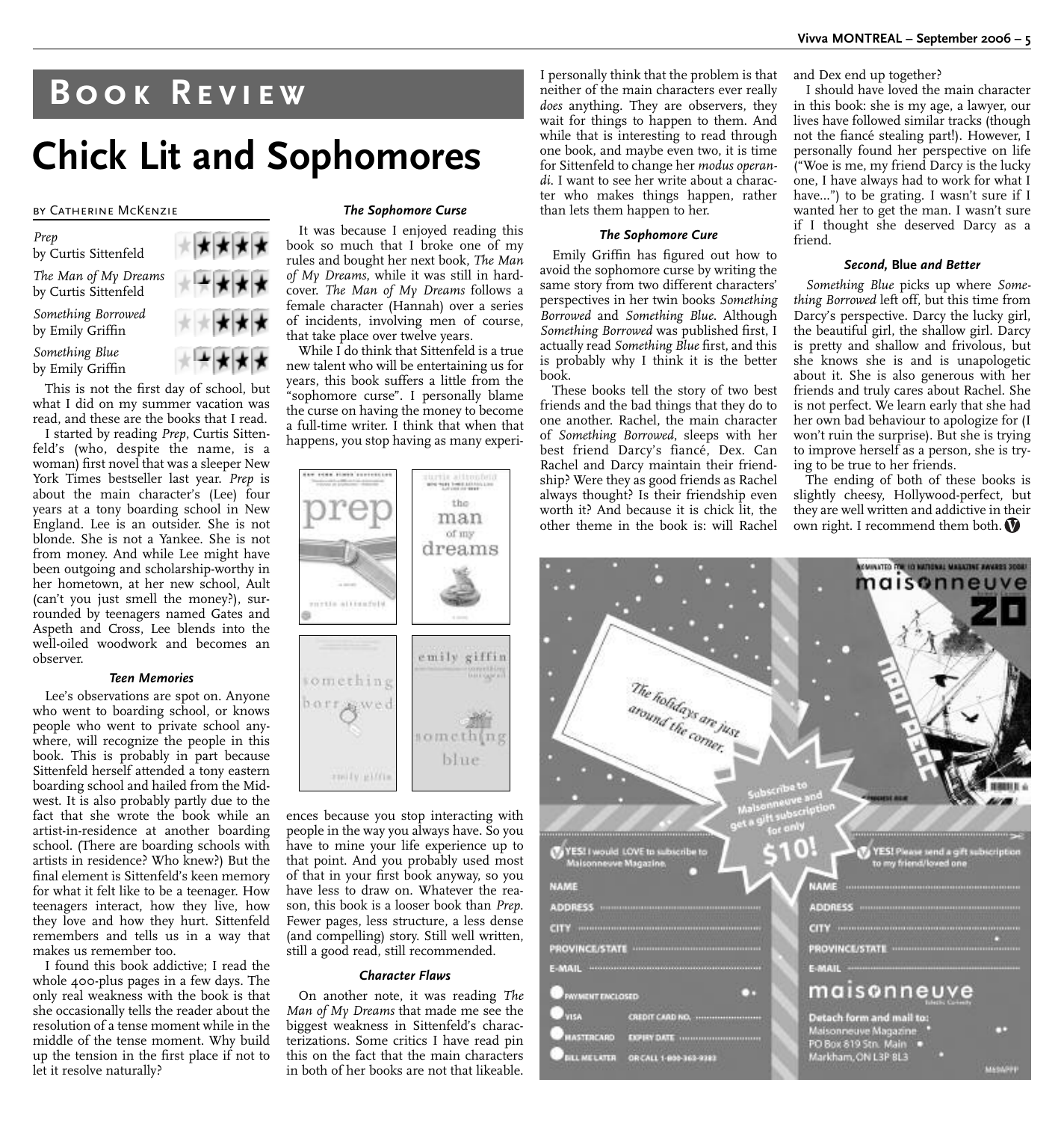# Book Review

## Chick Lit and Sophomores

by Catherine McKenzie

*Prep*
by Curtis Sittenfeld

*The Man of My Dreams*
by Curtis Sittenfeld

*Something Borrowed*
by Emily Griffin

*Something Blue*
by Emily Griffin

This is not the first day of school, but what I did on my summer vacation was read, and these are the books that I read.

I started by reading *Prep*, Curtis Sittenfeld's (who, despite the name, is a woman) first novel that was a sleeper New York Times bestseller last year. *Prep* is about the main character's (Lee) four years at a tony boarding school in New England. Lee is an outsider. She is not blonde. She is not a Yankee. She is not from money. And while Lee might have been outgoing and scholarship-worthy in her hometown, at her new school, Ault (can't you just smell the money?), surrounded by teenagers named Gates and Aspeth and Cross, Lee blends into the well-oiled woodwork and becomes an observer.

### Teen Memories

Lee's observations are spot on. Anyone who went to boarding school, or knows people who went to private school anywhere, will recognize the people in this book. This is probably in part because Sittenfeld herself attended a tony eastern boarding school and hailed from the Midwest. It is also probably partly due to the fact that she wrote the book while an artist-in-residence at another boarding school. (There are boarding schools with artists in residence? Who knew?) But the final element is Sittenfeld's keen memory for what it felt like to be a teenager. How teenagers interact, how they live, how they love and how they hurt. Sittenfeld remembers and tells us in a way that makes us remember too.

I found this book addictive; I read the whole 400-plus pages in a few days. The only real weakness with the book is that she occasionally tells the reader about the resolution of a tense moment while in the middle of the tense moment. Why build up the tension in the first place if not to let it resolve naturally?

### The Sophomore Curse

It was because I enjoyed reading this book so much that I broke one of my rules and bought her next book, *The Man of My Dreams*, while it was still in hardcover. *The Man of My Dreams* follows a female character (Hannah) over a series of incidents, involving men of course, that take place over twelve years.

While I do think that Sittenfeld is a true new talent who will be entertaining us for years, this book suffers a little from the "sophomore curse". I personally blame the curse on having the money to become a full-time writer. I think that when that happens, you stop having as many experiences because you stop interacting with people in the way you always have. So you have to mine your life experience up to that point. And you probably used most of that in your first book anyway, so you have less to draw on. Whatever the reason, this book is a looser book than *Prep*. Fewer pages, less structure, a less dense (and compelling) story. Still well written, still a good read, still recommended.

### Character Flaws

On another note, it was reading *The Man of My Dreams* that made me see the biggest weakness in Sittenfeld's characterizations. Some critics I have read pin this on the fact that the main characters in both of her books are not that likeable. I personally think that the problem is that neither of the main characters ever really *does* anything. They are observers, they wait for things to happen to them. And while that is interesting to read through one book, and maybe even two, it is time for Sittenfeld to change her *modus operandi*. I want to see her write about a character who makes things happen, rather than lets them happen to her.

### The Sophomore Cure

Emily Griffin has figured out how to avoid the sophomore curse by writing the same story from two different characters' perspectives in her twin books *Something Borrowed* and *Something Blue*. Although *Something Borrowed* was published first, I actually read *Something Blue* first, and this is probably why I think it is the better book.

These books tell the story of two best friends and the bad things that they do to one another. Rachel, the main character of *Something Borrowed*, sleeps with her best friend Darcy's fiancé, Dex. Can Rachel and Darcy maintain their friendship? Were they as good friends as Rachel always thought? Is their friendship even worth it? And because it is chick lit, the other theme in the book is: will Rachel and Dex end up together?

I should have loved the main character in this book: she is my age, a lawyer, our lives have followed similar tracks (though not the fiancé stealing part!). However, I personally found her perspective on life ("Woe is me, my friend Darcy is the lucky one, I have always had to work for what I have...") to be grating. I wasn't sure if I wanted her to get the man. I wasn't sure if I thought she deserved Darcy as a friend.

### Second, Blue and Better

*Something Blue* picks up where *Something Borrowed* left off, but this time from Darcy's perspective. Darcy the lucky girl, the beautiful girl, the shallow girl. Darcy is pretty and shallow and frivolous, but she knows she is and is unapologetic about it. She is also generous with her friends and truly cares about Rachel. She is not perfect. We learn early that she had her own bad behaviour to apologize for (I won't ruin the surprise). But she is trying to improve herself as a person, she is trying to be true to her friends.

The ending of both of these books is slightly cheesy, Hollywood-perfect, but they are well written and addictive in their own right. I recommend them both.

The holidays are just around the corner.

Subscribe to Maisonneuve and get a gift subscription for only $10!

YES! I would LOVE to subscribe to Maisonneuve Magazine.

NAME
ADDRESS
CITY
PROVINCE/STATE
E-MAIL

PAYMENT ENCLOSED
VISA — CREDIT CARD NO.
MASTERCARD — EXPIRY DATE
BILL ME LATER — OR CALL 1-800-363-9383

YES! Please send a gift subscription to my friend/loved one

NAME
ADDRESS
CITY
PROVINCE/STATE
E-MAIL

maisonneuve

Detach form and mail to:
Maisonneuve Magazine
PO Box 819 Stn. Main
Markham, ON L3P 8L3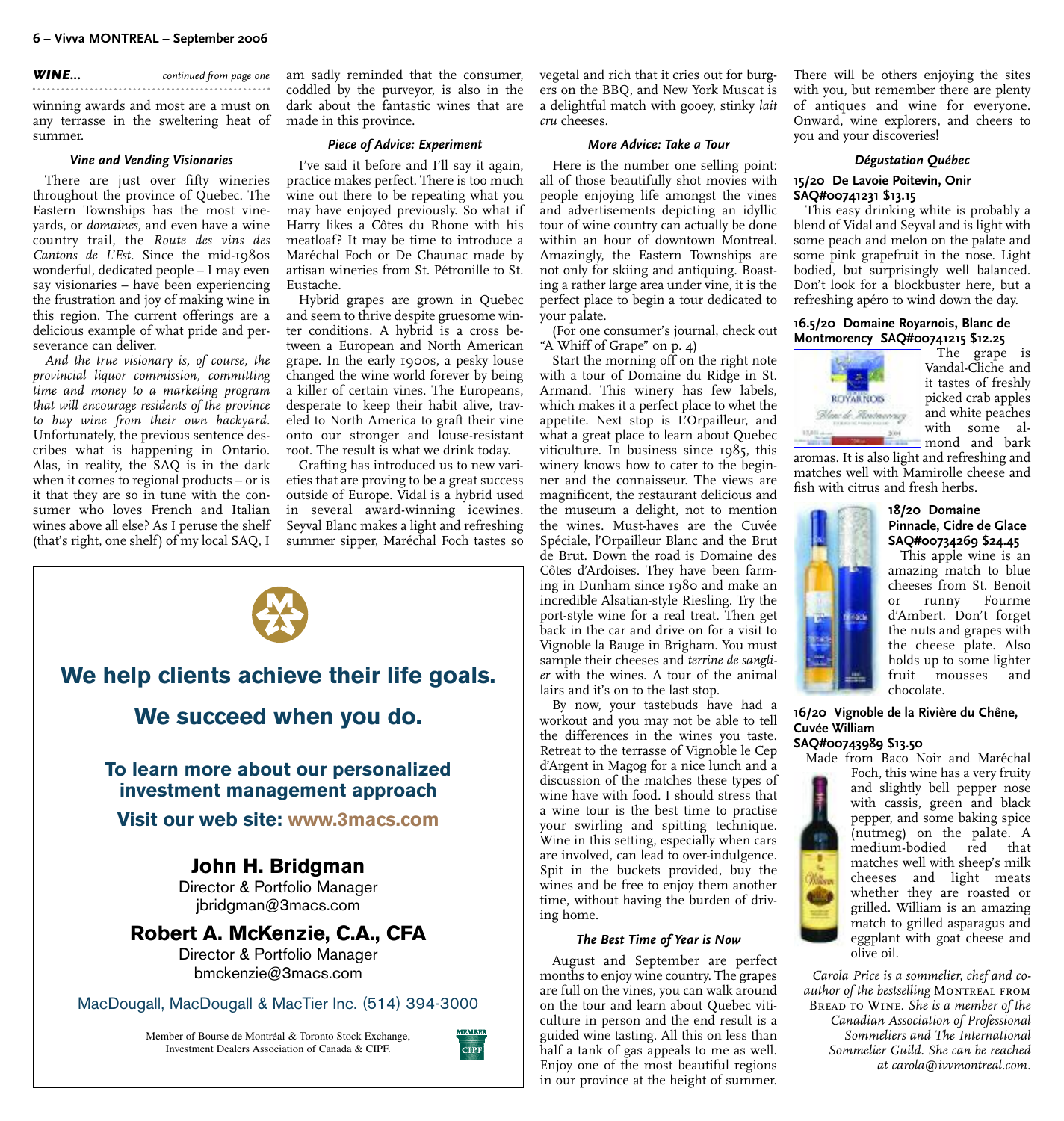**WINE...** *continued from page one*

winning awards and most are a must on any terrasse in the sweltering heat of summer.

### *Vine and Vending Visionaries*

There are just over fifty wineries throughout the province of Quebec. The Eastern Townships has the most vineyards, or *domaines,* and even have a wine country trail, the *Route des vins des Cantons de L'Est*. Since the mid-1980s wonderful, dedicated people – I may even say visionaries – have been experiencing the frustration and joy of making wine in this region. The current offerings are a delicious example of what pride and perseverance can deliver.

*And the true visionary is, of course, the provincial liquor commission, committing time and money to a marketing program that will encourage residents of the province to buy wine from their own backyard*. Unfortunately, the previous sentence describes what is happening in Ontario. Alas, in reality, the SAQ is in the dark when it comes to regional products – or is it that they are so in tune with the consumer who loves French and Italian wines above all else? As I peruse the shelf (that's right, one shelf) of my local SAQ, I am sadly reminded that the consumer, coddled by the purveyor, is also in the dark about the fantastic wines that are made in this province.

### *Piece of Advice: Experiment*

I've said it before and I'll say it again, practice makes perfect. There is too much wine out there to be repeating what you may have enjoyed previously. So what if Harry likes a Côtes du Rhone with his meatloaf? It may be time to introduce a Maréchal Foch or De Chaunac made by artisan wineries from St. Pétronille to St. Eustache.

Hybrid grapes are grown in Quebec and seem to thrive despite gruesome winter conditions. A hybrid is a cross between a European and North American grape. In the early 1900s, a pesky louse changed the wine world forever by being a killer of certain vines. The Europeans, desperate to keep their habit alive, traveled to North America to graft their vine onto our stronger and louse-resistant root. The result is what we drink today.

Grafting has introduced us to new varieties that are proving to be a great success outside of Europe. Vidal is a hybrid used in several award-winning icewines. Seyval Blanc makes a light and refreshing summer sipper, Maréchal Foch tastes so vegetal and rich that it cries out for burgers on the BBQ, and New York Muscat is a delightful match with gooey, stinky *lait cru* cheeses.

### *More Advice: Take a Tour*

Here is the number one selling point: all of those beautifully shot movies with people enjoying life amongst the vines and advertisements depicting an idyllic tour of wine country can actually be done within an hour of downtown Montreal. Amazingly, the Eastern Townships are not only for skiing and antiquing. Boasting a rather large area under vine, it is the perfect place to begin a tour dedicated to your palate.

(For one consumer's journal, check out "A Whiff of Grape" on p. 4)

Start the morning off on the right note with a tour of Domaine du Ridge in St. Armand. This winery has few labels, which makes it a perfect place to whet the appetite. Next stop is L'Orpailleur, and what a great place to learn about Quebec viticulture. In business since 1985, this winery knows how to cater to the beginner and the connaisseur. The views are magnificent, the restaurant delicious and the museum a delight, not to mention the wines. Must-haves are the Cuvée Spéciale, l'Orpailleur Blanc and the Brut de Brut. Down the road is Domaine des Côtes d'Ardoises. They have been farming in Dunham since 1980 and make an incredible Alsatian-style Riesling. Try the port-style wine for a real treat. Then get back in the car and drive on for a visit to Vignoble la Bauge in Brigham. You must sample their cheeses and *terrine de sanglier* with the wines. A tour of the animal lairs and it's on to the last stop.

By now, your tastebuds have had a workout and you may not be able to tell the differences in the wines you taste. Retreat to the terrasse of Vignoble le Cep d'Argent in Magog for a nice lunch and a discussion of the matches these types of wine have with food. I should stress that a wine tour is the best time to practise your swirling and spitting technique. Wine in this setting, especially when cars are involved, can lead to over-indulgence. Spit in the buckets provided, buy the wines and be free to enjoy them another time, without having the burden of driving home.

### *The Best Time of Year is Now*

August and September are perfect months to enjoy wine country. The grapes are full on the vines, you can walk around on the tour and learn about Quebec viticulture in person and the end result is a guided wine tasting. All this on less than half a tank of gas appeals to me as well. Enjoy one of the most beautiful regions in our province at the height of summer. There will be others enjoying the sites with you, but remember there are plenty of antiques and wine for everyone. Onward, wine explorers, and cheers to you and your discoveries!

### *Dégustation Québec*

**15/20 De Lavoie Poitevin, Onir SAQ#00741231 $13.15**

This easy drinking white is probably a blend of Vidal and Seyval and is light with some peach and melon on the palate and some pink grapefruit in the nose. Light bodied, but surprisingly well balanced. Don't look for a blockbuster here, but a refreshing apéro to wind down the day.

**16.5/20 Domaine Royarnois, Blanc de Montmorency SAQ#00741215 $12.25**

The grape is Vandal-Cliche and it tastes of freshly picked crab apples and white peaches with some almond and bark aromas. It is also light and refreshing and matches well with Mamirolle cheese and fish with citrus and fresh herbs.

**18/20 Domaine Pinnacle, Cidre de Glace SAQ#00734269 $24.45**

This apple wine is an amazing match to blue cheeses from St. Benoit or runny Fourme d'Ambert. Don't forget the nuts and grapes with the cheese plate. Also holds up to some lighter fruit mousses and chocolate.

**16/20 Vignoble de la Rivière du Chêne, Cuvée William SAQ#00743989 $13.50**

Made from Baco Noir and Maréchal Foch, this wine has a very fruity and slightly bell pepper nose with cassis, green and black pepper, and some baking spice (nutmeg) on the palate. A medium-bodied red that matches well with sheep's milk cheeses and light meats whether they are roasted or grilled. William is an amazing match to grilled asparagus and eggplant with goat cheese and olive oil.

*Carola Price is a sommelier, chef and co-author of the bestselling* MONTREAL FROM BREAD TO WINE. *She is a member of the Canadian Association of Professional Sommeliers and The International Sommelier Guild. She can be reached at carola@ivvmontreal.com.*

---

**We help clients achieve their life goals.**

**We succeed when you do.**

**To learn more about our personalized investment management approach**

**Visit our web site: www.3macs.com**

**John H. Bridgman**
Director & Portfolio Manager
jbridgman@3macs.com

**Robert A. McKenzie, C.A., CFA**
Director & Portfolio Manager
bmckenzie@3macs.com

MacDougall, MacDougall & MacTier Inc. (514) 394-3000

Member of Bourse de Montréal & Toronto Stock Exchange, Investment Dealers Association of Canada & CIPF.

MEMBER CIPF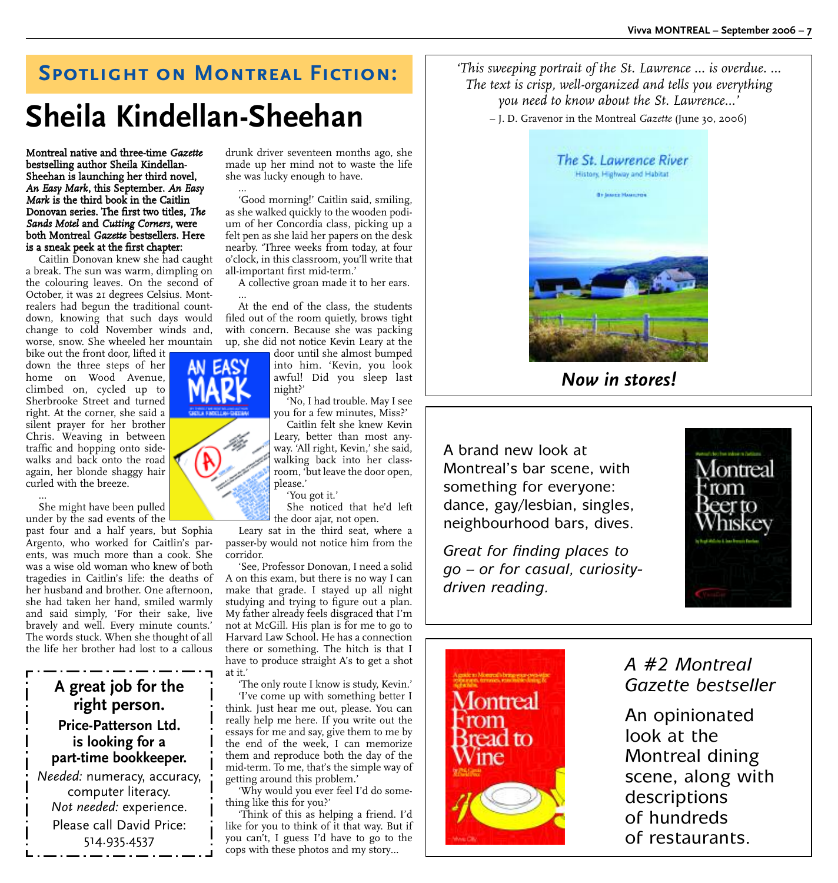## SPOTLIGHT ON MONTREAL FICTION:

# Sheila Kindellan-Sheehan

**Montreal native and three-time *Gazette* bestselling author Sheila Kindellan-Sheehan is launching her third novel, *An Easy Mark*, this September. *An Easy Mark* is the third book in the Caitlin Donovan series. The first two titles, *The Sands Motel* and *Cutting Corners*, were both Montreal *Gazette* bestsellers. Here is a sneak peek at the first chapter:**

Caitlin Donovan knew she had caught a break. The sun was warm, dimpling on the colouring leaves. On the second of October, it was 21 degrees Celsius. Montrealers had begun the traditional countdown, knowing that such days would change to cold November winds and, worse, snow. She wheeled her mountain bike out the front door, lifted it down the three steps of her home on Wood Avenue, climbed on, cycled up to Sherbrooke Street and turned right. At the corner, she said a silent prayer for her brother Chris. Weaving in between traffic and hopping onto sidewalks and back onto the road again, her blonde shaggy hair curled with the breeze.

...

She might have been pulled under by the sad events of the past four and a half years, but Sophia Argento, who worked for Caitlin's parents, was much more than a cook. She was a wise old woman who knew of both tragedies in Caitlin's life: the deaths of her husband and brother. One afternoon, she had taken her hand, smiled warmly and said simply, 'For their sake, live bravely and well. Every minute counts.' The words stuck. When she thought of all the life her brother had lost to a callous drunk driver seventeen months ago, she made up her mind not to waste the life she was lucky enough to have.

...

'Good morning!' Caitlin said, smiling, as she walked quickly to the wooden podium of her Concordia class, picking up a felt pen as she laid her papers on the desk nearby. 'Three weeks from today, at four o'clock, in this classroom, you'll write that all-important first mid-term.'

A collective groan made it to her ears.

...

At the end of the class, the students filed out of the room quietly, brows tight with concern. Because she was packing up, she did not notice Kevin Leary at the door until she almost bumped into him. 'Kevin, you look awful! Did you sleep last night?'

'No, I had trouble. May I see you for a few minutes, Miss?'

Caitlin felt she knew Kevin Leary, better than most anyway. 'All right, Kevin,' she said, walking back into her classroom, 'but leave the door open, please.'

'You got it.'

She noticed that he'd left the door ajar, not open.

Leary sat in the third seat, where a passer-by would not notice him from the corridor.

'See, Professor Donovan, I need a solid A on this exam, but there is no way I can make that grade. I stayed up all night studying and trying to figure out a plan. My father already feels disgraced that I'm not at McGill. His plan is for me to go to Harvard Law School. He has a connection there or something. The hitch is that I have to produce straight A's to get a shot at it.'

'The only route I know is study, Kevin.'

'I've come up with something better I think. Just hear me out, please. You can really help me here. If you write out the essays for me and say, give them to me by the end of the week, I can memorize them and reproduce both the day of the mid-term. To me, that's the simple way of getting around this problem.'

'Why would you ever feel I'd do something like this for you?'

'Think of this as helping a friend. I'd like for you to think of it that way. But if you can't, I guess I'd have to go to the cops with these photos and my story...'

---

**A great job for the right person.**

**Price-Patterson Ltd. is looking for a part-time bookkeeper.**

*Needed:* numeracy, accuracy, computer literacy.
*Not needed:* experience.
Please call David Price: 514.935.4537

---

*'This sweeping portrait of the St. Lawrence ... is overdue. ... The text is crisp, well-organized and tells you everything you need to know about the St. Lawrence...'*

– J. D. Gravenor in the Montreal *Gazette* (June 30, 2006)

***Now in stores!***

---

A brand new look at Montreal's bar scene, with something for everyone: dance, gay/lesbian, singles, neighbourhood bars, dives.

*Great for finding places to go – or for casual, curiosity-driven reading.*

---

*A #2 Montreal Gazette bestseller*

An opinionated look at the Montreal dining scene, along with descriptions of hundreds of restaurants.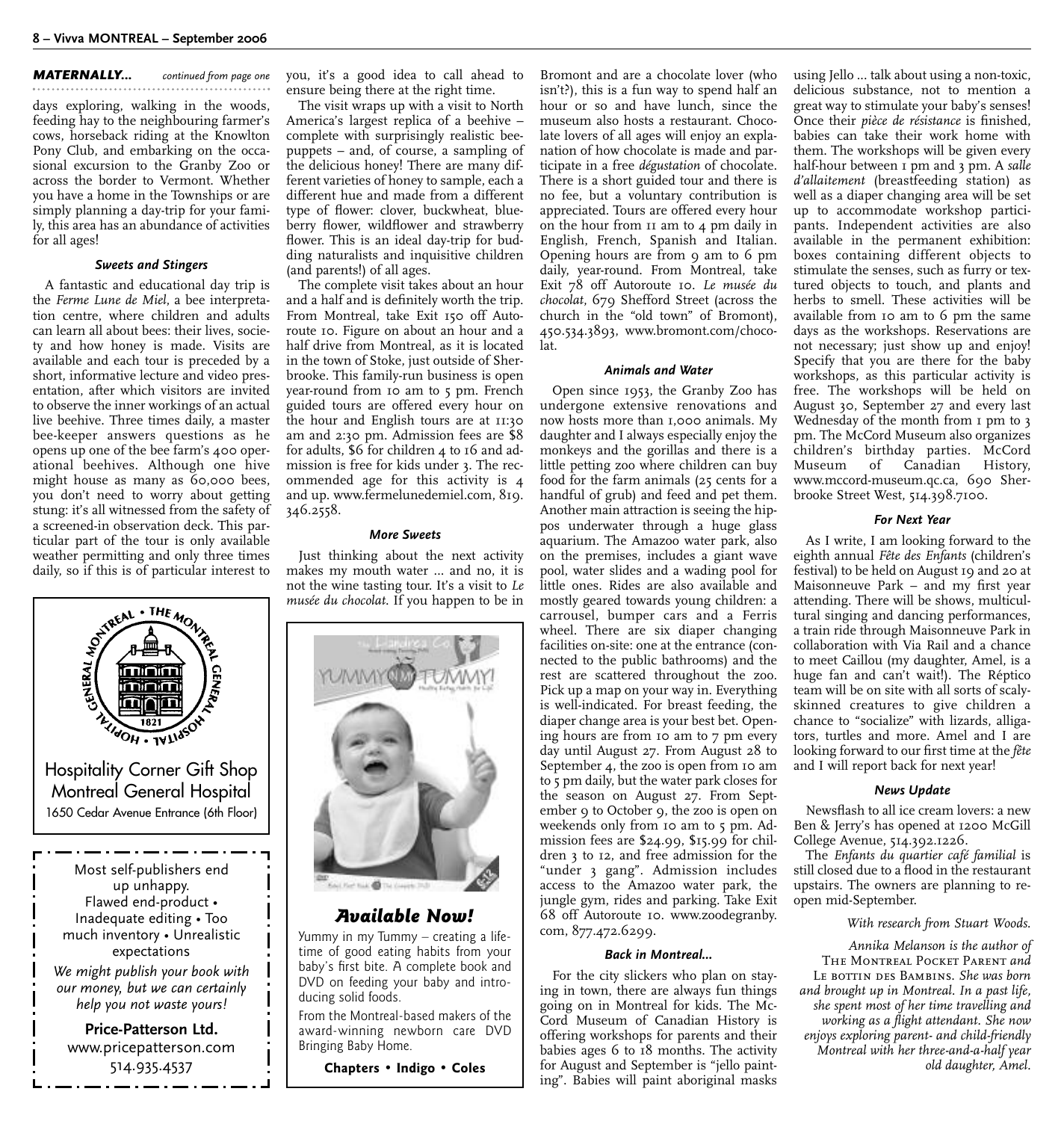***MATERNALLY...*** *continued from page one*

days exploring, walking in the woods, feeding hay to the neighbouring farmer's cows, horseback riding at the Knowlton Pony Club, and embarking on the occasional excursion to the Granby Zoo or across the border to Vermont. Whether you have a home in the Townships or are simply planning a day-trip for your family, this area has an abundance of activities for all ages!

### *Sweets and Stingers*

A fantastic and educational day trip is the *Ferme Lune de Miel*, a bee interpretation centre, where children and adults can learn all about bees: their lives, society and how honey is made. Visits are available and each tour is preceded by a short, informative lecture and video presentation, after which visitors are invited to observe the inner workings of an actual live beehive. Three times daily, a master bee-keeper answers questions as he opens up one of the bee farm's 400 operational beehives. Although one hive might house as many as 60,000 bees, you don't need to worry about getting stung: it's all witnessed from the safety of a screened-in observation deck. This particular part of the tour is only available weather permitting and only three times daily, so if this is of particular interest to you, it's a good idea to call ahead to ensure being there at the right time.

The visit wraps up with a visit to North America's largest replica of a beehive – complete with surprisingly realistic bee-puppets – and, of course, a sampling of the delicious honey! There are many different varieties of honey to sample, each a different hue and made from a different type of flower: clover, buckwheat, blueberry flower, wildflower and strawberry flower. This is an ideal day-trip for budding naturalists and inquisitive children (and parents!) of all ages.

The complete visit takes about an hour and a half and is definitely worth the trip. From Montreal, take Exit 150 off Autoroute 10. Figure on about an hour and a half drive from Montreal, as it is located in the town of Stoke, just outside of Sherbrooke. This family-run business is open year-round from 10 am to 5 pm. French guided tours are offered every hour on the hour and English tours are at 11:30 am and 2:30 pm. Admission fees are $8 for adults, $6 for children 4 to 16 and admission is free for kids under 3. The recommended age for this activity is 4 and up. www.fermelunedemiel.com, 819.346.2558.

### *More Sweets*

Just thinking about the next activity makes my mouth water ... and no, it is not the wine tasting tour. It's a visit to *Le musée du chocolat*. If you happen to be in Bromont and are a chocolate lover (who isn't?), this is a fun way to spend half an hour or so and have lunch, since the museum also hosts a restaurant. Chocolate lovers of all ages will enjoy an explanation of how chocolate is made and participate in a free *dégustation* of chocolate. There is a short guided tour and there is no fee, but a voluntary contribution is appreciated. Tours are offered every hour on the hour from 11 am to 4 pm daily in English, French, Spanish and Italian. Opening hours are from 9 am to 6 pm daily, year-round. From Montreal, take Exit 78 off Autoroute 10. *Le musée du chocolat*, 679 Shefford Street (across the church in the "old town" of Bromont), 450.534.3893, www.bromont.com/chocolat.

### *Animals and Water*

Open since 1953, the Granby Zoo has undergone extensive renovations and now hosts more than 1,000 animals. My daughter and I always especially enjoy the monkeys and the gorillas and there is a little petting zoo where children can buy food for the farm animals (25 cents for a handful of grub) and feed and pet them. Another main attraction is seeing the hippos underwater through a huge glass aquarium. The Amazoo water park, also on the premises, includes a giant wave pool, water slides and a wading pool for little ones. Rides are also available and mostly geared towards young children: a carrousel, bumper cars and a Ferris wheel. There are six diaper changing facilities on-site: one at the entrance (connected to the public bathrooms) and the rest are scattered throughout the zoo. Pick up a map on your way in. Everything is well-indicated. For breast feeding, the diaper change area is your best bet. Opening hours are from 10 am to 7 pm every day until August 27. From August 28 to September 4, the zoo is open from 10 am to 5 pm daily, but the water park closes for the season on August 27. From September 9 to October 9, the zoo is open on weekends only from 10 am to 5 pm. Admission fees are $24.99, $15.99 for children 3 to 12, and free admission for the "under 3 gang". Admission includes access to the Amazoo water park, the jungle gym, rides and parking. Take Exit 68 off Autoroute 10. www.zoodegranby.com, 877.472.6299.

### *Back in Montreal...*

For the city slickers who plan on staying in town, there are always fun things going on in Montreal for kids. The McCord Museum of Canadian History is offering workshops for parents and their babies ages 6 to 18 months. The activity for August and September is "jello painting". Babies will paint aboriginal masks using Jello ... talk about using a non-toxic, delicious substance, not to mention a great way to stimulate your baby's senses! Once their *pièce de résistance* is finished, babies can take their work home with them. The workshops will be given every half-hour between 1 pm and 3 pm. A *salle d'allaitement* (breastfeeding station) as well as a diaper changing area will be set up to accommodate workshop participants. Independent activities are also available in the permanent exhibition: boxes containing different objects to stimulate the senses, such as furry or textured objects to touch, and plants and herbs to smell. These activities will be available from 10 am to 6 pm the same days as the workshops. Reservations are not necessary; just show up and enjoy! Specify that you are there for the baby workshops, as this particular activity is free. The workshops will be held on August 30, September 27 and every last Wednesday of the month from 1 pm to 3 pm. The McCord Museum also organizes children's birthday parties. McCord Museum of Canadian History, www.mccord-museum.qc.ca, 690 Sherbrooke Street West, 514.398.7100.

### *For Next Year*

As I write, I am looking forward to the eighth annual *Fête des Enfants* (children's festival) to be held on August 19 and 20 at Maisonneuve Park – and my first year attending. There will be shows, multicultural singing and dancing performances, a train ride through Maisonneuve Park in collaboration with Via Rail and a chance to meet Caillou (my daughter, Amel, is a huge fan and can't wait!). The Réptico team will be on site with all sorts of scaly-skinned creatures to give children a chance to "socialize" with lizards, alligators, turtles and more. Amel and I are looking forward to our first time at the *fête* and I will report back for next year!

### *News Update*

Newsflash to all ice cream lovers: a new Ben & Jerry's has opened at 1200 McGill College Avenue, 514.392.1226.

The *Enfants du quartier café familial* is still closed due to a flood in the restaurant upstairs. The owners are planning to reopen mid-September.

*With research from Stuart Woods.*

*Annika Melanson is the author of* The Montreal Pocket Parent *and* Le bottin des Bambins. *She was born and brought up in Montreal. In a past life, she spent most of her time travelling and working as a flight attendant. She now enjoys exploring parent- and child-friendly Montreal with her three-and-a-half year old daughter, Amel.*

---

The Montreal General Hospital • 1821

Hospitality Corner Gift Shop
Montreal General Hospital
1650 Cedar Avenue Entrance (6th Floor)

---

Most self-publishers end up unhappy.
Flawed end-product • Inadequate editing • Too much inventory • Unrealistic expectations

*We might publish your book with our money, but we can certainly help you not waste yours!*

**Price-Patterson Ltd.**
www.pricepatterson.com
514.935.4537

---

***Available Now!***

Yummy in my Tummy – creating a lifetime of good eating habits from your baby's first bite. A complete book and DVD on feeding your baby and introducing solid foods.

From the Montreal-based makers of the award-winning newborn care DVD Bringing Baby Home.

**Chapters • Indigo • Coles**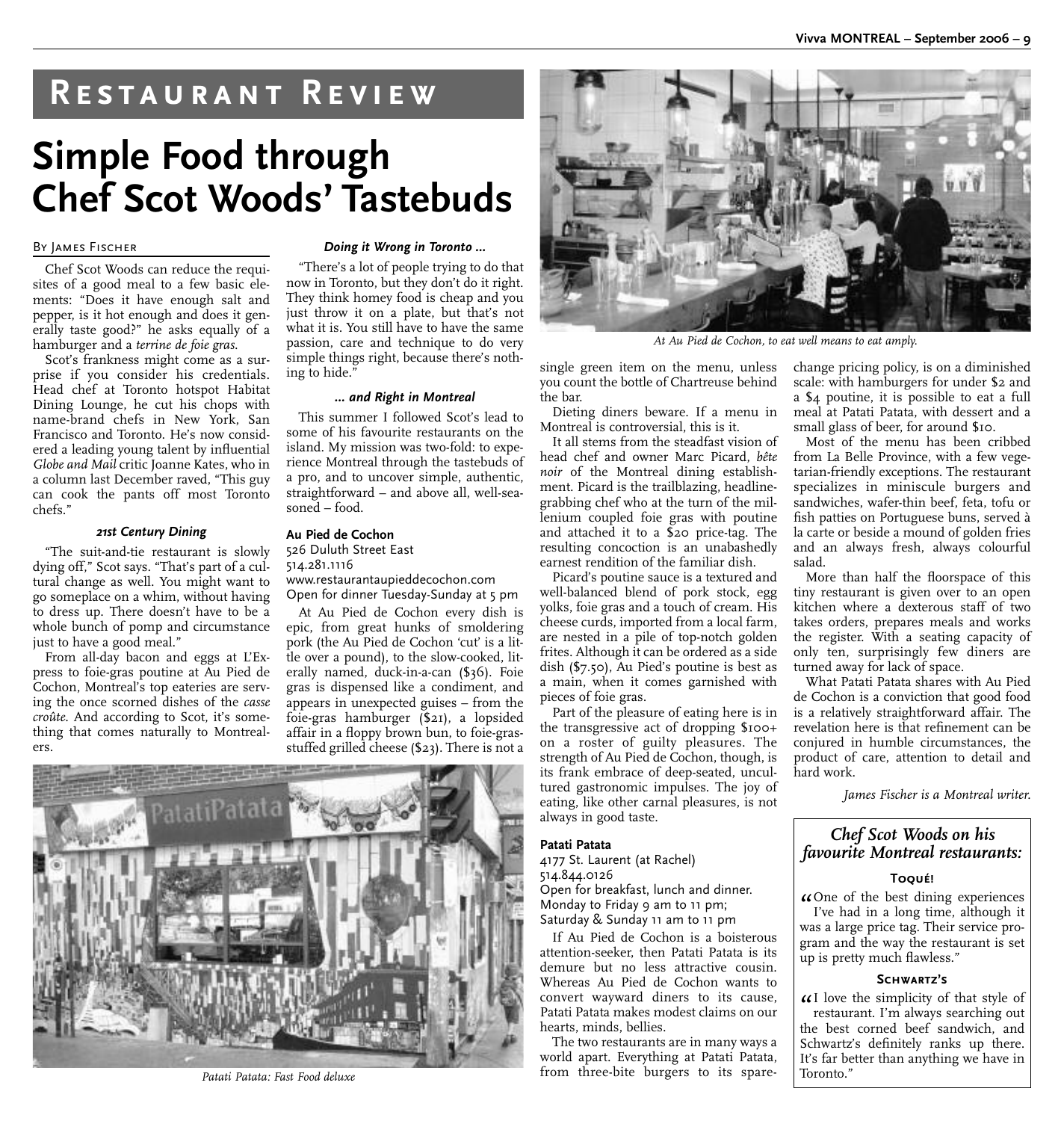## Restaurant Review

# Simple Food through Chef Scot Woods' Tastebuds

By James Fischer

Chef Scot Woods can reduce the requisites of a good meal to a few basic elements: "Does it have enough salt and pepper, is it hot enough and does it generally taste good?" he asks equally of a hamburger and a *terrine de foie gras*.

Scot's frankness might come as a surprise if you consider his credentials. Head chef at Toronto hotspot Habitat Dining Lounge, he cut his chops with name-brand chefs in New York, San Francisco and Toronto. He's now considered a leading young talent by influential *Globe and Mail* critic Joanne Kates, who in a column last December raved, "This guy can cook the pants off most Toronto chefs."

### *21st Century Dining*

"The suit-and-tie restaurant is slowly dying off," Scot says. "That's part of a cultural change as well. You might want to go someplace on a whim, without having to dress up. There doesn't have to be a whole bunch of pomp and circumstance just to have a good meal."

From all-day bacon and eggs at L'Express to foie-gras poutine at Au Pied de Cochon, Montreal's top eateries are serving the once scorned dishes of the *casse croûte*. And according to Scot, it's something that comes naturally to Montrealers.

### *Doing it Wrong in Toronto ...*

"There's a lot of people trying to do that now in Toronto, but they don't do it right. They think homey food is cheap and you just throw it on a plate, but that's not what it is. You still have to have the same passion, care and technique to do very simple things right, because there's nothing to hide."

### *... and Right in Montreal*

This summer I followed Scot's lead to some of his favourite restaurants on the island. My mission was two-fold: to experience Montreal through the tastebuds of a pro, and to uncover simple, authentic, straightforward – and above all, well-seasoned – food.

**Au Pied de Cochon**
526 Duluth Street East
514.281.1116
www.restaurantaupieddecochon.com
Open for dinner Tuesday-Sunday at 5 pm

At Au Pied de Cochon every dish is epic, from great hunks of smoldering pork (the Au Pied de Cochon 'cut' is a little over a pound), to the slow-cooked, literally named, duck-in-a-can ($36). Foie gras is dispensed like a condiment, and appears in unexpected guises – from the foie-gras hamburger ($21), a lopsided affair in a floppy brown bun, to foie-gras-stuffed grilled cheese ($23). There is not a single green item on the menu, unless you count the bottle of Chartreuse behind the bar.

*At Au Pied de Cochon, to eat well means to eat amply.*

Dieting diners beware. If a menu in Montreal is controversial, this is it.

It all stems from the steadfast vision of head chef and owner Marc Picard, *bête noir* of the Montreal dining establishment. Picard is the trailblazing, headline-grabbing chef who at the turn of the millenium coupled foie gras with poutine and attached it to a $20 price-tag. The resulting concoction is an unabashedly earnest rendition of the familiar dish.

Picard's poutine sauce is a textured and well-balanced blend of pork stock, egg yolks, foie gras and a touch of cream. His cheese curds, imported from a local farm, are nested in a pile of top-notch golden frites. Although it can be ordered as a side dish ($7.50), Au Pied's poutine is best as a main, when it comes garnished with pieces of foie gras.

Part of the pleasure of eating here is in the transgressive act of dropping $100+ on a roster of guilty pleasures. The strength of Au Pied de Cochon, though, is its frank embrace of deep-seated, uncultured gastronomic impulses. The joy of eating, like other carnal pleasures, is not always in good taste.

**Patati Patata**
4177 St. Laurent (at Rachel)
514.844.0126
Open for breakfast, lunch and dinner.
Monday to Friday 9 am to 11 pm;
Saturday & Sunday 11 am to 11 pm

If Au Pied de Cochon is a boisterous attention-seeker, then Patati Patata is its demure but no less attractive cousin. Whereas Au Pied de Cochon wants to convert wayward diners to its cause, Patati Patata makes modest claims on our hearts, minds, bellies.

The two restaurants are in many ways a world apart. Everything at Patati Patata, from three-bite burgers to its spare-change pricing policy, is on a diminished scale: with hamburgers for under $2 and a $4 poutine, it is possible to eat a full meal at Patati Patata, with dessert and a small glass of beer, for around $10.

*Patati Patata: Fast Food deluxe*

Most of the menu has been cribbed from La Belle Province, with a few vegetarian-friendly exceptions. The restaurant specializes in miniscule burgers and sandwiches, wafer-thin beef, feta, tofu or fish patties on Portuguese buns, served à la carte or beside a mound of golden fries and an always fresh, always colourful salad.

More than half the floorspace of this tiny restaurant is given over to an open kitchen where a dexterous staff of two takes orders, prepares meals and works the register. With a seating capacity of only ten, surprisingly few diners are turned away for lack of space.

What Patati Patata shares with Au Pied de Cochon is a conviction that good food is a relatively straightforward affair. The revelation here is that refinement can be conjured in humble circumstances, the product of care, attention to detail and hard work.

*James Fischer is a Montreal writer.*

### *Chef Scot Woods on his favourite Montreal restaurants:*

**Toqué!**

"One of the best dining experiences I've had in a long time, although it was a large price tag. Their service program and the way the restaurant is set up is pretty much flawless."

**Schwartz's**

"I love the simplicity of that style of restaurant. I'm always searching out the best corned beef sandwich, and Schwartz's definitely ranks up there. It's far better than anything we have in Toronto."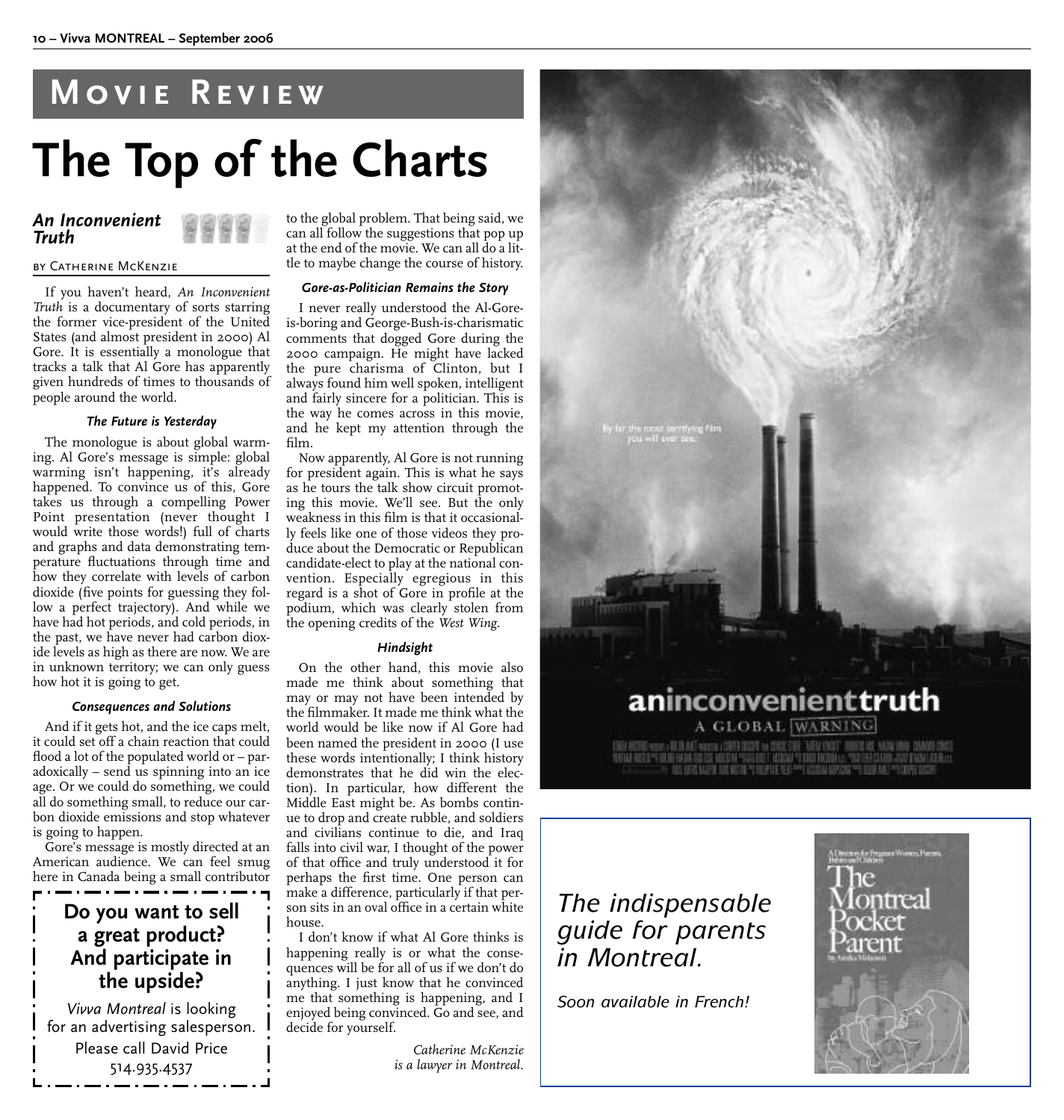# MOVIE REVIEW

# The Top of the Charts

### *An Inconvenient Truth*

BY CATHERINE MCKENZIE

If you haven't heard, *An Inconvenient Truth* is a documentary of sorts starring the former vice-president of the United States (and almost president in 2000) Al Gore. It is essentially a monologue that tracks a talk that Al Gore has apparently given hundreds of times to thousands of people around the world.

#### *The Future is Yesterday*

The monologue is about global warming. Al Gore's message is simple: global warming isn't happening, it's already happened. To convince us of this, Gore takes us through a compelling Power Point presentation (never thought I would write those words!) full of charts and graphs and data demonstrating temperature fluctuations through time and how they correlate with levels of carbon dioxide (five points for guessing they follow a perfect trajectory). And while we have had hot periods, and cold periods, in the past, we have never had carbon dioxide levels as high as there are now. We are in unknown territory; we can only guess how hot it is going to get.

#### *Consequences and Solutions*

And if it gets hot, and the ice caps melt, it could set off a chain reaction that could flood a lot of the populated world or – paradoxically – send us spinning into an ice age. Or we could do something, we could all do something small, to reduce our carbon dioxide emissions and stop whatever is going to happen.

Gore's message is mostly directed at an American audience. We can feel smug here in Canada being a small contributor to the global problem. That being said, we can all follow the suggestions that pop up at the end of the movie. We can all do a little to maybe change the course of history.

#### *Gore-as-Politician Remains the Story*

I never really understood the Al-Gore-is-boring and George-Bush-is-charismatic comments that dogged Gore during the 2000 campaign. He might have lacked the pure charisma of Clinton, but I always found him well spoken, intelligent and fairly sincere for a politician. This is the way he comes across in this movie, and he kept my attention through the film.

Now apparently, Al Gore is not running for president again. This is what he says as he tours the talk show circuit promoting this movie. We'll see. But the only weakness in this film is that it occasionally feels like one of those videos they produce about the Democratic or Republican candidate-elect to play at the national convention. Especially egregious in this regard is a shot of Gore in profile at the podium, which was clearly stolen from the opening credits of the *West Wing*.

#### *Hindsight*

On the other hand, this movie also made me think about something that may or may not have been intended by the filmmaker. It made me think what the world would be like now if Al Gore had been named the president in 2000 (I use these words intentionally; I think history demonstrates that he did win the election). In particular, how different the Middle East might be. As bombs continue to drop and create rubble, and soldiers and civilians continue to die, and Iraq falls into civil war, I thought of the power of that office and truly understood it for perhaps the first time. One person can make a difference, particularly if that person sits in an oval office in a certain white house.

I don't know if what Al Gore thinks is happening really is or what the consequences will be for all of us if we don't do anything. I just know that he convinced me that something is happening, and I enjoyed being convinced. Go and see, and decide for yourself.

*Catherine McKenzie is a lawyer in Montreal.*

**Do you want to sell a great product? And participate in the upside?**

*Vivva Montreal* is looking for an advertising salesperson.

Please call David Price
514-935-4537

By far the most terrifying film you will ever see.

an inconvenient truth
A GLOBAL WARNING

*The indispensable guide for parents in Montreal.*

*Soon available in French!*

A Directory for Pregnant Women, Parents, Babies and Children
The Montreal Pocket Parent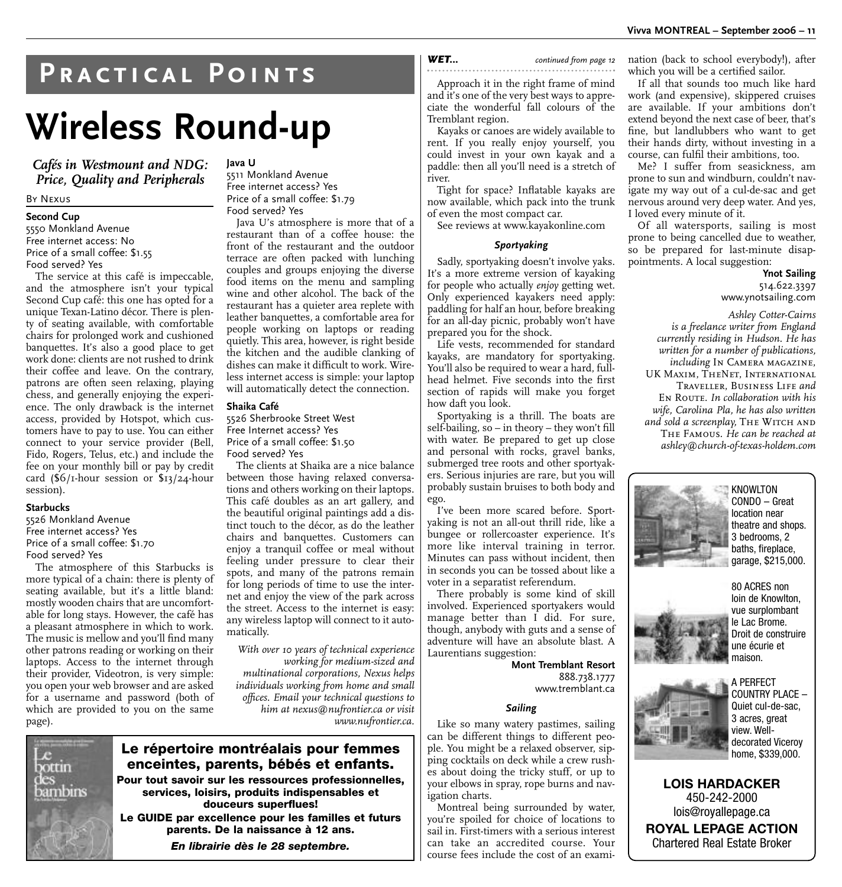# Practical Points

# Wireless Round-up

## *Cafés in Westmount and NDG: Price, Quality and Peripherals*

By Nexus

**Second Cup**
5550 Monkland Avenue
Free internet access: No
Price of a small coffee: $1.55
Food served? Yes

The service at this café is impeccable, and the atmosphere isn't your typical Second Cup café: this one has opted for a unique Texan-Latino décor. There is plenty of seating available, with comfortable chairs for prolonged work and cushioned banquettes. It's also a good place to get work done: clients are not rushed to drink their coffee and leave. On the contrary, patrons are often seen relaxing, playing chess, and generally enjoying the experience. The only drawback is the internet access, provided by Hotspot, which customers have to pay to use. You can either connect to your service provider (Bell, Fido, Rogers, Telus, etc.) and include the fee on your monthly bill or pay by credit card ($6/1-hour session or $13/24-hour session).

**Starbucks**
5526 Monkland Avenue
Free internet access? Yes
Price of a small coffee: $1.70
Food served? Yes

The atmosphere of this Starbucks is more typical of a chain: there is plenty of seating available, but it's a little bland: mostly wooden chairs that are uncomfortable for long stays. However, the café has a pleasant atmosphere in which to work. The music is mellow and you'll find many other patrons reading or working on their laptops. Access to the internet through their provider, Videotron, is very simple: you open your web browser and are asked for a username and password (both of which are provided to you on the same page).

**Java U**
5511 Monkland Avenue
Free internet access? Yes
Price of a small coffee: $1.79
Food served? Yes

Java U's atmosphere is more that of a restaurant than of a coffee house: the front of the restaurant and the outdoor terrace are often packed with lunching couples and groups enjoying the diverse food items on the menu and sampling wine and other alcohol. The back of the restaurant has a quieter area replete with leather banquettes, a comfortable area for people working on laptops or reading quietly. This area, however, is right beside the kitchen and the audible clanking of dishes can make it difficult to work. Wireless internet access is simple: your laptop will automatically detect the connection.

**Shaika Café**
5526 Sherbrooke Street West
Free Internet access? Yes
Price of a small coffee: $1.50
Food served? Yes

The clients at Shaika are a nice balance between those having relaxed conversations and others working on their laptops. This café doubles as an art gallery, and the beautiful original paintings add a distinct touch to the décor, as do the leather chairs and banquettes. Customers can enjoy a tranquil coffee or meal without feeling under pressure to clear their spots, and many of the patrons remain for long periods of time to use the internet and enjoy the view of the park across the street. Access to the internet is easy: any wireless laptop will connect to it automatically.

*With over 10 years of technical experience working for medium-sized and multinational corporations, Nexus helps individuals working from home and small offices. Email your technical questions to him at nexus@nufrontier.ca or visit www.nufrontier.ca.*

---

**Le répertoire montréalais pour femmes enceintes, parents, bébés et enfants.**

**Pour tout savoir sur les ressources professionnelles, services, loisirs, produits indispensables et douceurs superflues!**

**Le GUIDE par excellence pour les familles et futurs parents. De la naissance à 12 ans.**

***En librairie dès le 28 septembre.***

---

***WET...*** *continued from page 12*

Approach it in the right frame of mind and it's one of the very best ways to appreciate the wonderful fall colours of the Tremblant region.

Kayaks or canoes are widely available to rent. If you really enjoy yourself, you could invest in your own kayak and a paddle: then all you'll need is a stretch of river.

Tight for space? Inflatable kayaks are now available, which pack into the trunk of even the most compact car.

See reviews at www.kayakonline.com

### *Sportyaking*

Sadly, sportyaking doesn't involve yaks. It's a more extreme version of kayaking for people who actually *enjoy* getting wet. Only experienced kayakers need apply: paddling for half an hour, before breaking for an all-day picnic, probably won't have prepared you for the shock.

Life vests, recommended for standard kayaks, are mandatory for sportyaking. You'll also be required to wear a hard, full-head helmet. Five seconds into the first section of rapids will make you forget how daft you look.

Sportyaking is a thrill. The boats are self-bailing, so – in theory – they won't fill with water. Be prepared to get up close and personal with rocks, gravel banks, submerged tree roots and other sportyakers. Serious injuries are rare, but you will probably sustain bruises to both body and ego.

I've been more scared before. Sportyaking is not an all-out thrill ride, like a bungee or rollercoaster experience. It's more like interval training in terror. Minutes can pass without incident, then in seconds you can be tossed about like a voter in a separatist referendum.

There probably is some kind of skill involved. Experienced sportyakers would manage better than I did. For sure, though, anybody with guts and a sense of adventure will have an absolute blast. A Laurentians suggestion:

**Mont Tremblant Resort**
888.738.1777
www.tremblant.ca

### *Sailing*

Like so many watery pastimes, sailing can be different things to different people. You might be a relaxed observer, sipping cocktails on deck while a crew rushes about doing the tricky stuff, or up to your elbows in spray, rope burns and navigation charts.

Montreal being surrounded by water, you're spoiled for choice of locations to sail in. First-timers with a serious interest can take an accredited course. Your course fees include the cost of an examination (back to school everybody!), after which you will be a certified sailor.

If all that sounds too much like hard work (and expensive), skippered cruises are available. If your ambitions don't extend beyond the next case of beer, that's fine, but landlubbers who want to get their hands dirty, without investing in a course, can fulfil their ambitions, too.

Me? I suffer from seasickness, am prone to sun and windburn, couldn't navigate my way out of a cul-de-sac and get nervous around very deep water. And yes, I loved every minute of it.

Of all watersports, sailing is most prone to being cancelled due to weather, so be prepared for last-minute disappointments. A local suggestion:

**Ynot Sailing**
514.622.3397
www.ynotsailing.com

*Ashley Cotter-Cairns is a freelance writer from England currently residing in Hudson. He has written for a number of publications, including* In Camera magazine, UK Maxim, TheNet, International Traveller, Business Life *and* En Route. *In collaboration with his wife, Carolina Pla, he has also written and sold a screenplay,* The Witch and The Famous. *He can be reached at ashley@church-of-texas-holdem.com*

---

KNOWLTON CONDO – Great location near theatre and shops. 3 bedrooms, 2 baths, fireplace, garage, $215,000.

80 ACRES non loin de Knowlton, vue surplombant le Lac Brome. Droit de construire une écurie et maison.

A PERFECT COUNTRY PLACE – Quiet cul-de-sac, 3 acres, great view. Well-decorated Viceroy home, $339,000.

**LOIS HARDACKER**
450-242-2000
lois@royallepage.ca
**ROYAL LEPAGE ACTION**
Chartered Real Estate Broker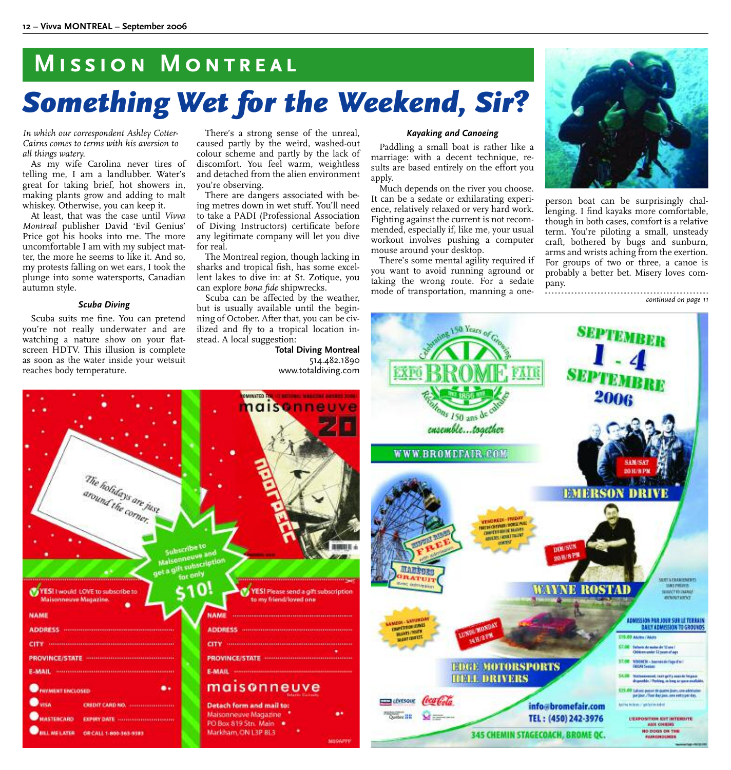# Mission Montreal

## Something Wet for the Weekend, Sir?

*In which our correspondent Ashley Cotter-Cairns comes to terms with his aversion to all things watery.*

As my wife Carolina never tires of telling me, I am a landlubber. Water's great for taking brief, hot showers in, making plants grow and adding to malt whiskey. Otherwise, you can keep it.

At least, that was the case until *Vivva Montreal* publisher David 'Evil Genius' Price got his hooks into me. The more uncomfortable I am with my subject matter, the more he seems to like it. And so, my protests falling on wet ears, I took the plunge into some watersports, Canadian autumn style.

### *Scuba Diving*

Scuba suits me fine. You can pretend you're not really underwater and are watching a nature show on your flat-screen HDTV. This illusion is complete as soon as the water inside your wetsuit reaches body temperature.

There's a strong sense of the unreal, caused partly by the weird, washed-out colour scheme and partly by the lack of discomfort. You feel warm, weightless and detached from the alien environment you're observing.

There are dangers associated with being metres down in wet stuff. You'll need to take a PADI (Professional Association of Diving Instructors) certificate before any legitimate company will let you dive for real.

The Montreal region, though lacking in sharks and tropical fish, has some excellent lakes to dive in: at St. Zotique, you can explore *bona fide* shipwrecks.

Scuba can be affected by the weather, but is usually available until the beginning of October. After that, you can be civilized and fly to a tropical location instead. A local suggestion:

**Total Diving Montreal**
514.482.1890
www.totaldiving.com

### *Kayaking and Canoeing*

Paddling a small boat is rather like a marriage: with a decent technique, results are based entirely on the effort you apply.

Much depends on the river you choose. It can be a sedate or exhilarating experience, relatively relaxed or very hard work. Fighting against the current is not recommended, especially if, like me, your usual workout involves pushing a computer mouse around your desktop.

There's some mental agility required if you want to avoid running aground or taking the wrong route. For a sedate mode of transportation, manning a one-person boat can be surprisingly challenging. I find kayaks more comfortable, though in both cases, comfort is a relative term. You're piloting a small, unsteady craft, bothered by bugs and sunburn, arms and wrists aching from the exertion. For groups of two or three, a canoe is probably a better bet. Misery loves company.

*continued on page 11*

---

The holidays are just around the corner.

Subscribe to Maisonneuve and get a gift subscription for only **$10!**

**YES!** I would LOVE to subscribe to Maisonneuve Magazine.

NAME
ADDRESS
CITY
PROVINCE/STATE
E-MAIL

PAYMENT ENCLOSED
VISA — CREDIT CARD NO.
MASTERCARD — EXPIRY DATE
BILL ME LATER — OR CALL 1-800-365-9383

**YES!** Please send a gift subscription to my friend/loved one

NAME
ADDRESS
CITY
PROVINCE/STATE
E-MAIL

**maisonneuve**

Detach form and mail to:
Maisonneuve Magazine
PO Box 819 Stn. Main
Markham, ON L3P 8L3

---

Celebrating 150 Years of Growing — EXPO BROME FAIR — Récoltons 150 ans de cultures — ensemble...together

WWW.BROMEFAIR.COM

SEPTEMBER 1 - 4 SEPTEMBRE 2006

SAM/SAT 20 H/8 PM — EMERSON DRIVE

DIM/SUN 20 H/8 PM — WAYNE ROSTAD

LUNDI/MONDAY 14 H/2 PM — EDGE MOTORSPORTS HELL DRIVERS

info@bromefair.com
TEL : (450) 242-3976
345 CHEMIN STAGECOACH, BROME QC.

ADMISSION PAR JOUR SUR LE TERRAIN / DAILY ADMISSION TO GROUNDS

NO DOGS ON THE FAIRGROUNDS